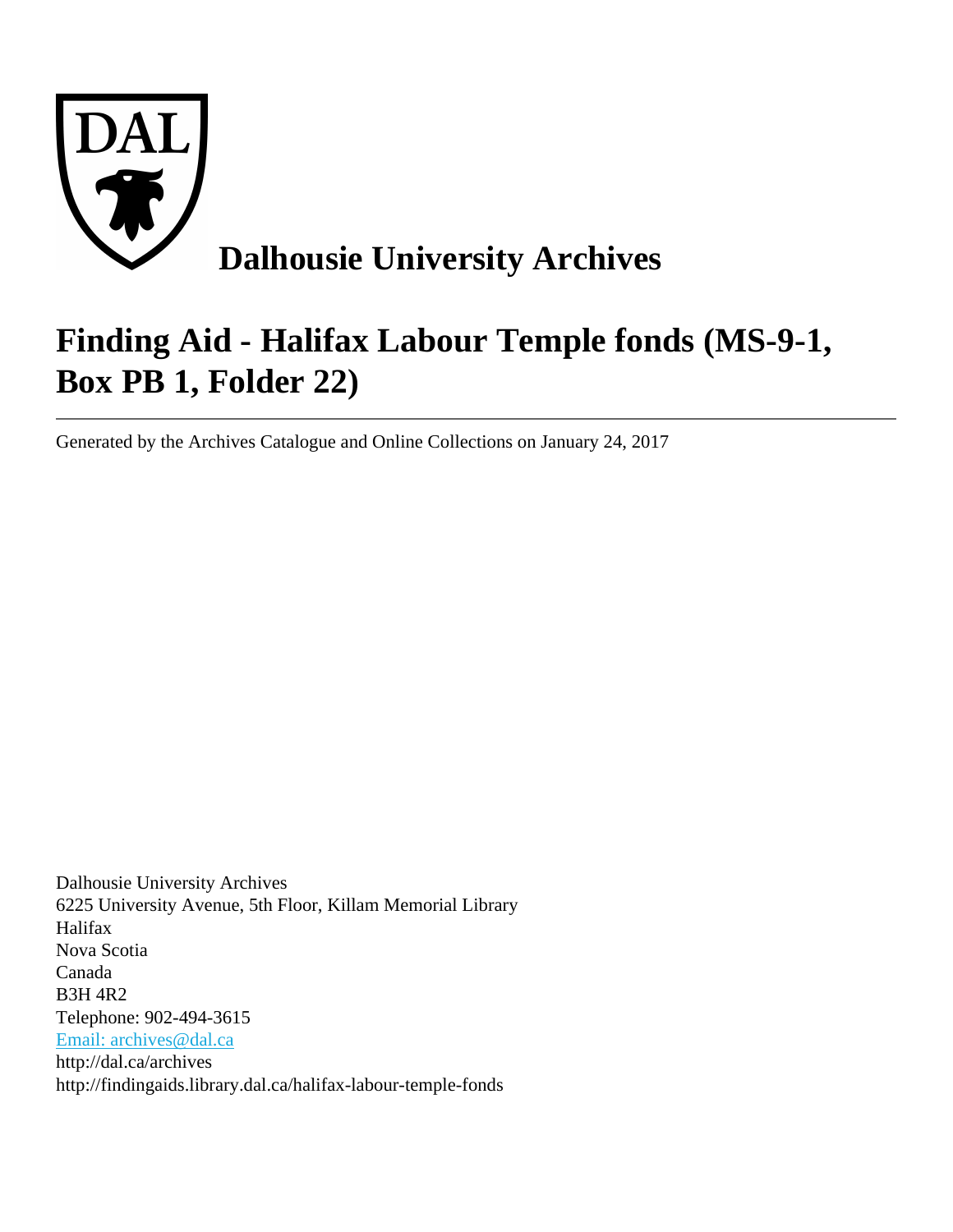# Dalhousie University Archives

# Finding Aid - Halifax Labour Temple fonds (MS-9-1, Box PB 1, Folder 22)

---

Generated by the Archives Catalogue and Online Collections on January 24, 2017

Dalhousie University Archives
6225 University Avenue, 5th Floor, Killam Memorial Library
Halifax
Nova Scotia
Canada
B3H 4R2
Telephone: 902-494-3615
[Email: archives@dal.ca](mailto:archives@dal.ca)
http://dal.ca/archives
http://findingaids.library.dal.ca/halifax-labour-temple-fonds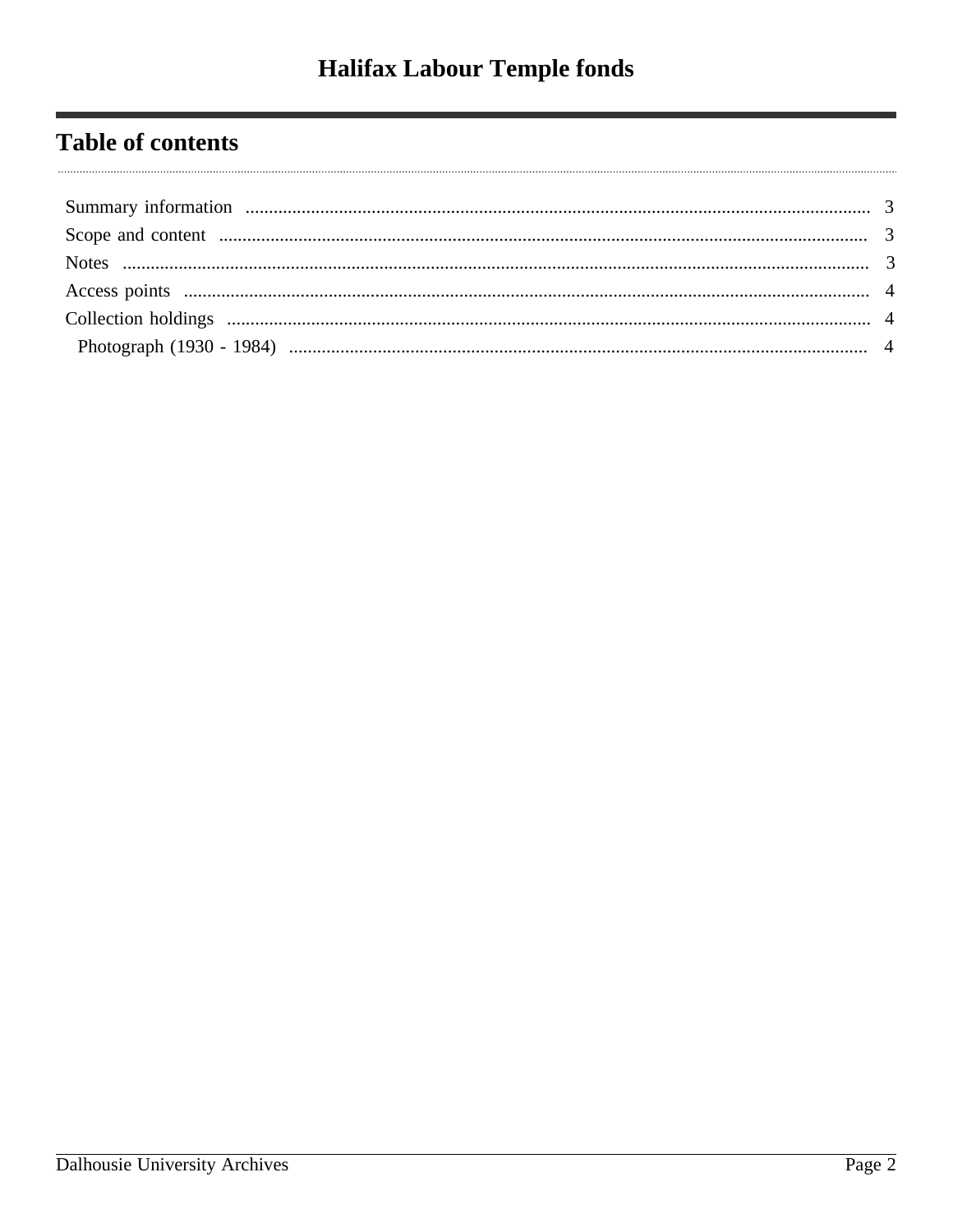## Table of contents

- Summary information .......... 3
- Scope and content .......... 3
- Notes .......... 3
- Access points .......... 4
- Collection holdings .......... 4
  - Photograph (1930 - 1984) .......... 4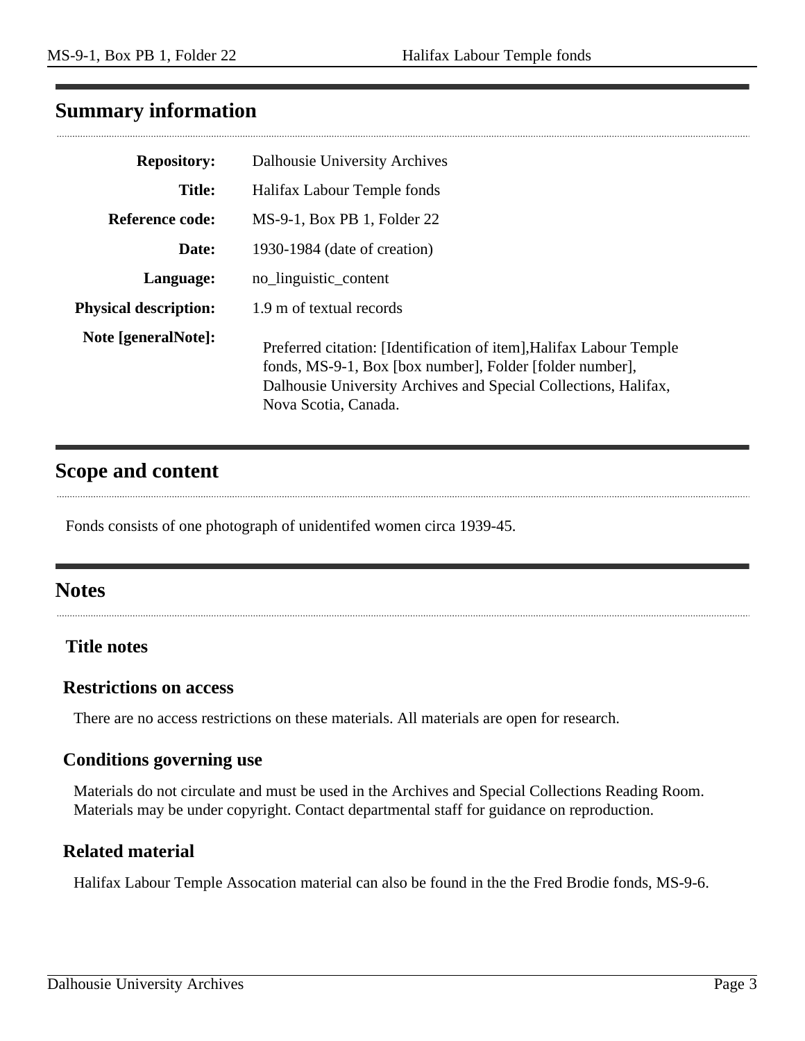## Summary information

**Repository:** Dalhousie University Archives

**Title:** Halifax Labour Temple fonds

**Reference code:** MS-9-1, Box PB 1, Folder 22

**Date:** 1930-1984 (date of creation)

**Language:** no_linguistic_content

**Physical description:** 1.9 m of textual records

**Note [generalNote]:** Preferred citation: [Identification of item],Halifax Labour Temple fonds, MS-9-1, Box [box number], Folder [folder number], Dalhousie University Archives and Special Collections, Halifax, Nova Scotia, Canada.

## Scope and content

Fonds consists of one photograph of unidentifed women circa 1939-45.

## Notes

### Title notes

### Restrictions on access

There are no access restrictions on these materials. All materials are open for research.

### Conditions governing use

Materials do not circulate and must be used in the Archives and Special Collections Reading Room. Materials may be under copyright. Contact departmental staff for guidance on reproduction.

### Related material

Halifax Labour Temple Assocation material can also be found in the the Fred Brodie fonds, MS-9-6.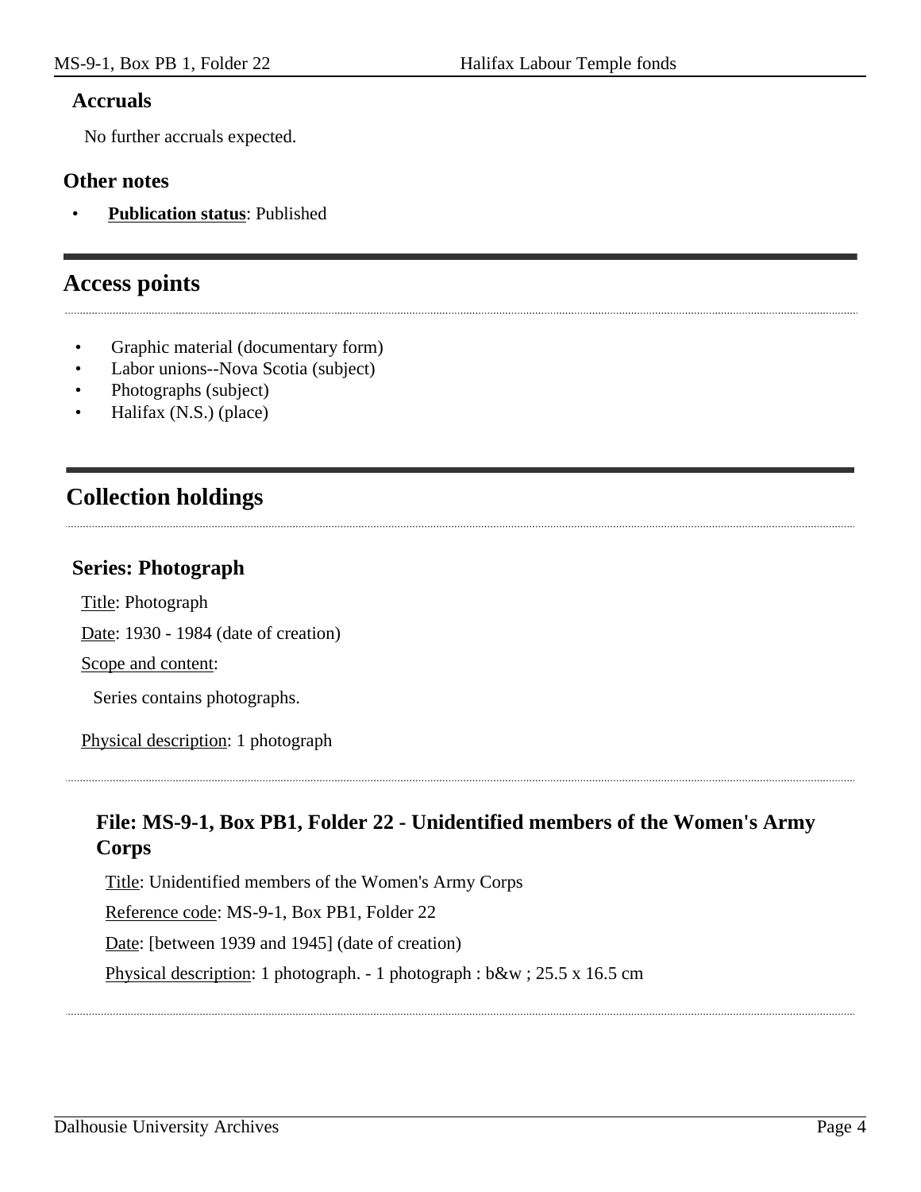### Accruals

No further accruals expected.

### Other notes

- **Publication status**: Published

## Access points

- Graphic material (documentary form)
- Labor unions--Nova Scotia (subject)
- Photographs (subject)
- Halifax (N.S.) (place)

## Collection holdings

### Series: Photograph

Title: Photograph

Date: 1930 - 1984 (date of creation)

Scope and content:

Series contains photographs.

Physical description: 1 photograph

#### File: MS-9-1, Box PB1, Folder 22 - Unidentified members of the Women's Army Corps

Title: Unidentified members of the Women's Army Corps

Reference code: MS-9-1, Box PB1, Folder 22

Date: [between 1939 and 1945] (date of creation)

Physical description: 1 photograph. - 1 photograph : b&w ; 25.5 x 16.5 cm